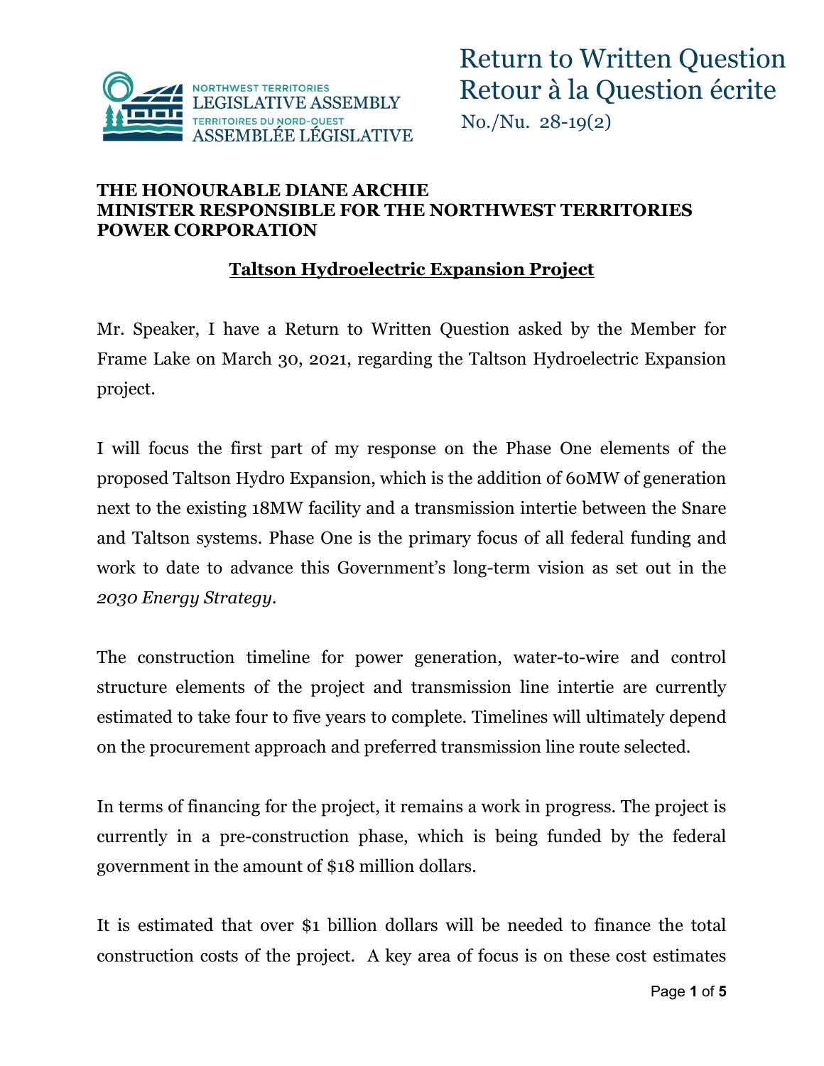NORTHWEST TERRITORIES LEGISLATIVE ASSEMBLY
TERRITOIRES DU NORD-OUEST ASSEMBLÉE LÉGISLATIVE

# Return to Written Question
# Retour à la Question écrite

No./Nu. 28-19(2)

**THE HONOURABLE DIANE ARCHIE**
**MINISTER RESPONSIBLE FOR THE NORTHWEST TERRITORIES POWER CORPORATION**

## Taltson Hydroelectric Expansion Project

Mr. Speaker, I have a Return to Written Question asked by the Member for Frame Lake on March 30, 2021, regarding the Taltson Hydroelectric Expansion project.

I will focus the first part of my response on the Phase One elements of the proposed Taltson Hydro Expansion, which is the addition of 60MW of generation next to the existing 18MW facility and a transmission intertie between the Snare and Taltson systems. Phase One is the primary focus of all federal funding and work to date to advance this Government's long-term vision as set out in the *2030 Energy Strategy*.

The construction timeline for power generation, water-to-wire and control structure elements of the project and transmission line intertie are currently estimated to take four to five years to complete. Timelines will ultimately depend on the procurement approach and preferred transmission line route selected.

In terms of financing for the project, it remains a work in progress. The project is currently in a pre-construction phase, which is being funded by the federal government in the amount of $18 million dollars.

It is estimated that over $1 billion dollars will be needed to finance the total construction costs of the project. A key area of focus is on these cost estimates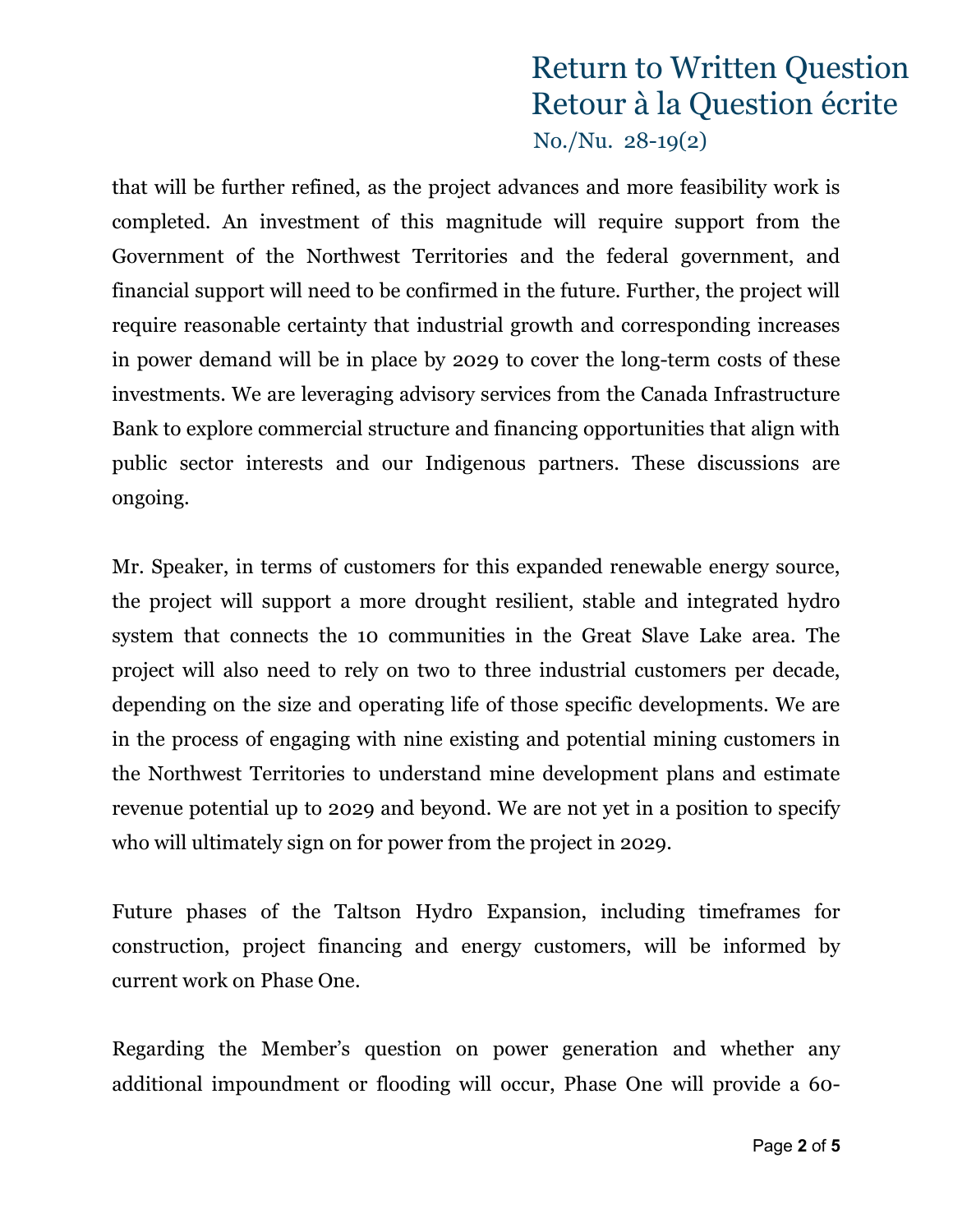that will be further refined, as the project advances and more feasibility work is completed. An investment of this magnitude will require support from the Government of the Northwest Territories and the federal government, and financial support will need to be confirmed in the future. Further, the project will require reasonable certainty that industrial growth and corresponding increases in power demand will be in place by 2029 to cover the long-term costs of these investments. We are leveraging advisory services from the Canada Infrastructure Bank to explore commercial structure and financing opportunities that align with public sector interests and our Indigenous partners. These discussions are ongoing.

Mr. Speaker, in terms of customers for this expanded renewable energy source, the project will support a more drought resilient, stable and integrated hydro system that connects the 10 communities in the Great Slave Lake area. The project will also need to rely on two to three industrial customers per decade, depending on the size and operating life of those specific developments. We are in the process of engaging with nine existing and potential mining customers in the Northwest Territories to understand mine development plans and estimate revenue potential up to 2029 and beyond. We are not yet in a position to specify who will ultimately sign on for power from the project in 2029.

Future phases of the Taltson Hydro Expansion, including timeframes for construction, project financing and energy customers, will be informed by current work on Phase One.

Regarding the Member's question on power generation and whether any additional impoundment or flooding will occur, Phase One will provide a 60-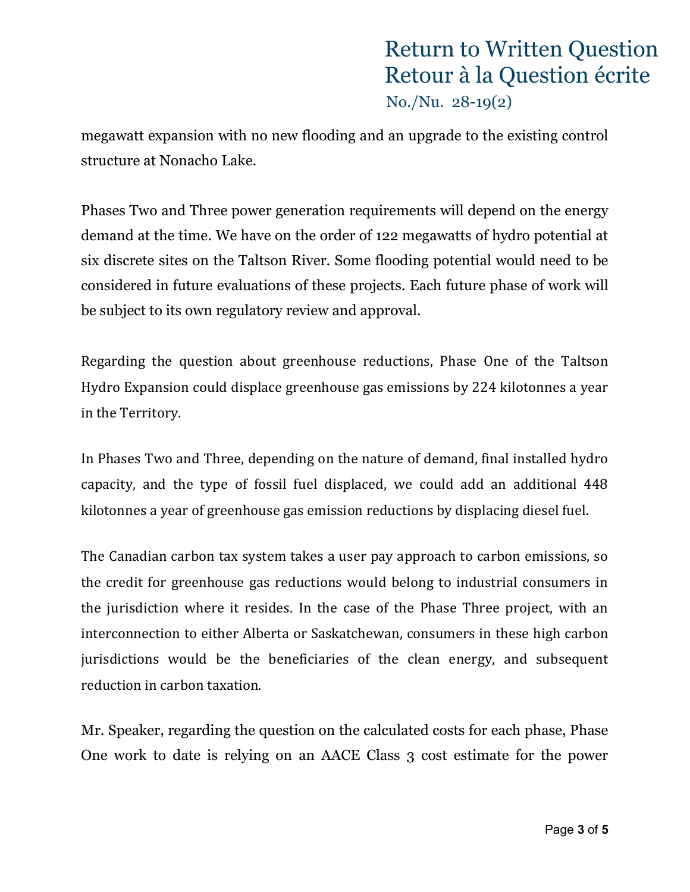megawatt expansion with no new flooding and an upgrade to the existing control structure at Nonacho Lake.

Phases Two and Three power generation requirements will depend on the energy demand at the time. We have on the order of 122 megawatts of hydro potential at six discrete sites on the Taltson River. Some flooding potential would need to be considered in future evaluations of these projects. Each future phase of work will be subject to its own regulatory review and approval.

Regarding the question about greenhouse reductions, Phase One of the Taltson Hydro Expansion could displace greenhouse gas emissions by 224 kilotonnes a year in the Territory.

In Phases Two and Three, depending on the nature of demand, final installed hydro capacity, and the type of fossil fuel displaced, we could add an additional 448 kilotonnes a year of greenhouse gas emission reductions by displacing diesel fuel.

The Canadian carbon tax system takes a user pay approach to carbon emissions, so the credit for greenhouse gas reductions would belong to industrial consumers in the jurisdiction where it resides. In the case of the Phase Three project, with an interconnection to either Alberta or Saskatchewan, consumers in these high carbon jurisdictions would be the beneficiaries of the clean energy, and subsequent reduction in carbon taxation.

Mr. Speaker, regarding the question on the calculated costs for each phase, Phase One work to date is relying on an AACE Class 3 cost estimate for the power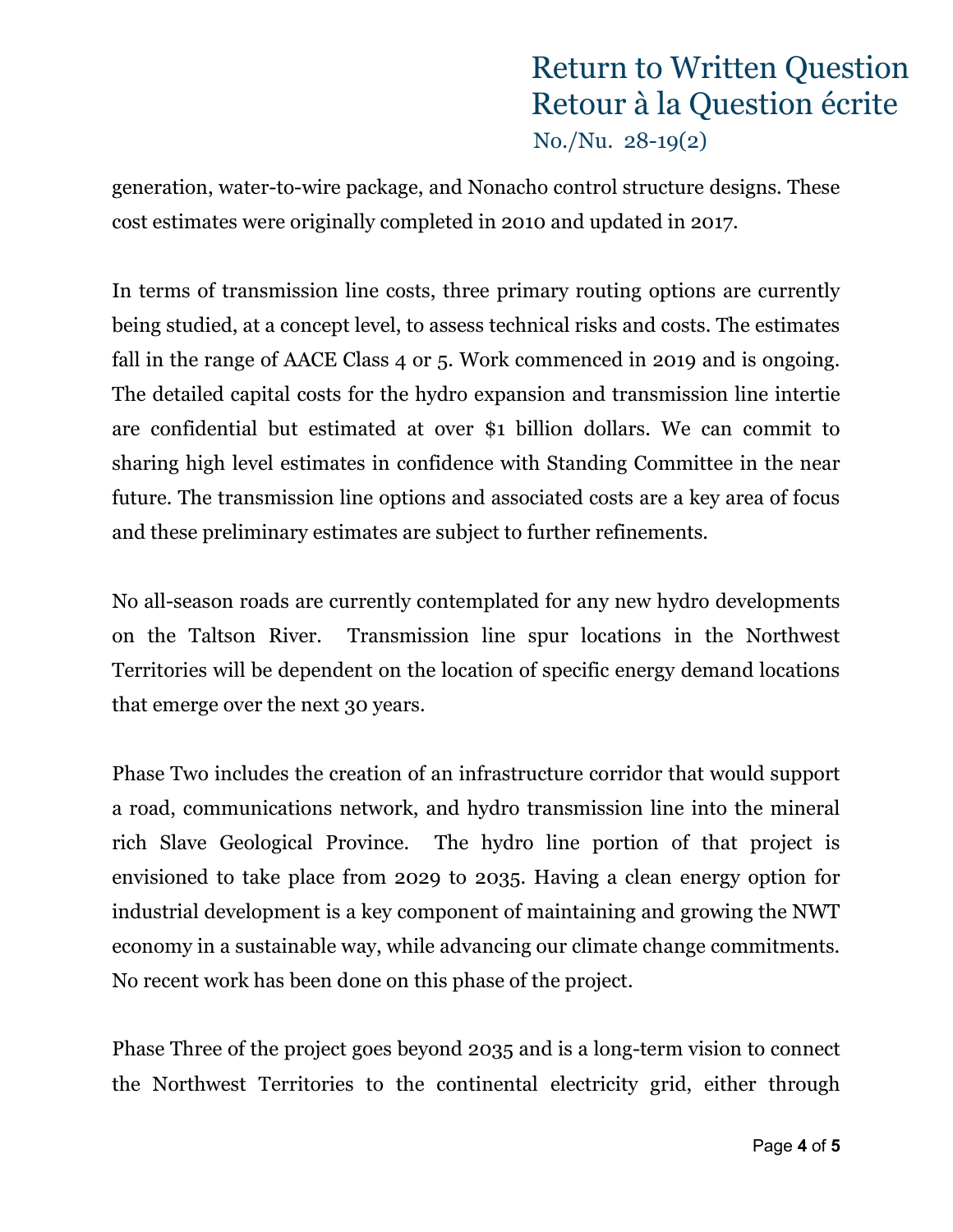generation, water-to-wire package, and Nonacho control structure designs. These cost estimates were originally completed in 2010 and updated in 2017.

In terms of transmission line costs, three primary routing options are currently being studied, at a concept level, to assess technical risks and costs. The estimates fall in the range of AACE Class 4 or 5. Work commenced in 2019 and is ongoing. The detailed capital costs for the hydro expansion and transmission line intertie are confidential but estimated at over $1 billion dollars. We can commit to sharing high level estimates in confidence with Standing Committee in the near future. The transmission line options and associated costs are a key area of focus and these preliminary estimates are subject to further refinements.

No all-season roads are currently contemplated for any new hydro developments on the Taltson River. Transmission line spur locations in the Northwest Territories will be dependent on the location of specific energy demand locations that emerge over the next 30 years.

Phase Two includes the creation of an infrastructure corridor that would support a road, communications network, and hydro transmission line into the mineral rich Slave Geological Province. The hydro line portion of that project is envisioned to take place from 2029 to 2035. Having a clean energy option for industrial development is a key component of maintaining and growing the NWT economy in a sustainable way, while advancing our climate change commitments. No recent work has been done on this phase of the project.

Phase Three of the project goes beyond 2035 and is a long-term vision to connect the Northwest Territories to the continental electricity grid, either through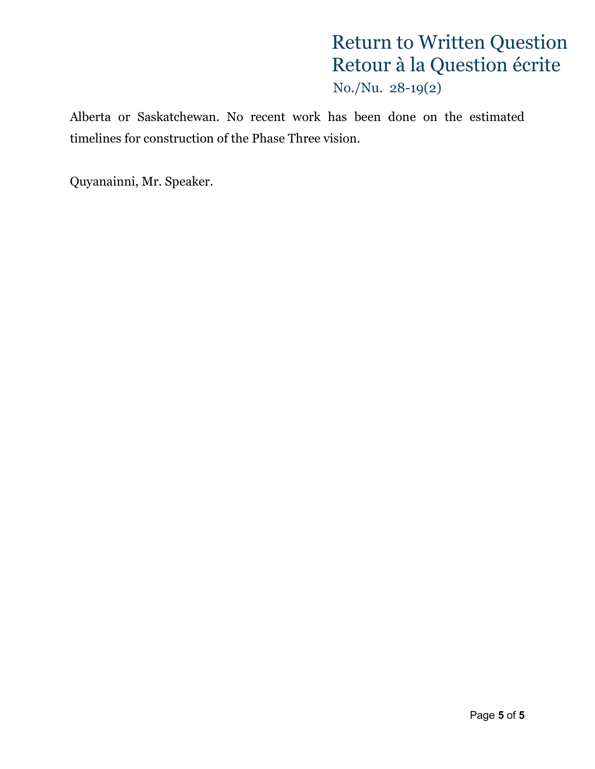Alberta or Saskatchewan. No recent work has been done on the estimated timelines for construction of the Phase Three vision.

Quyanainni, Mr. Speaker.